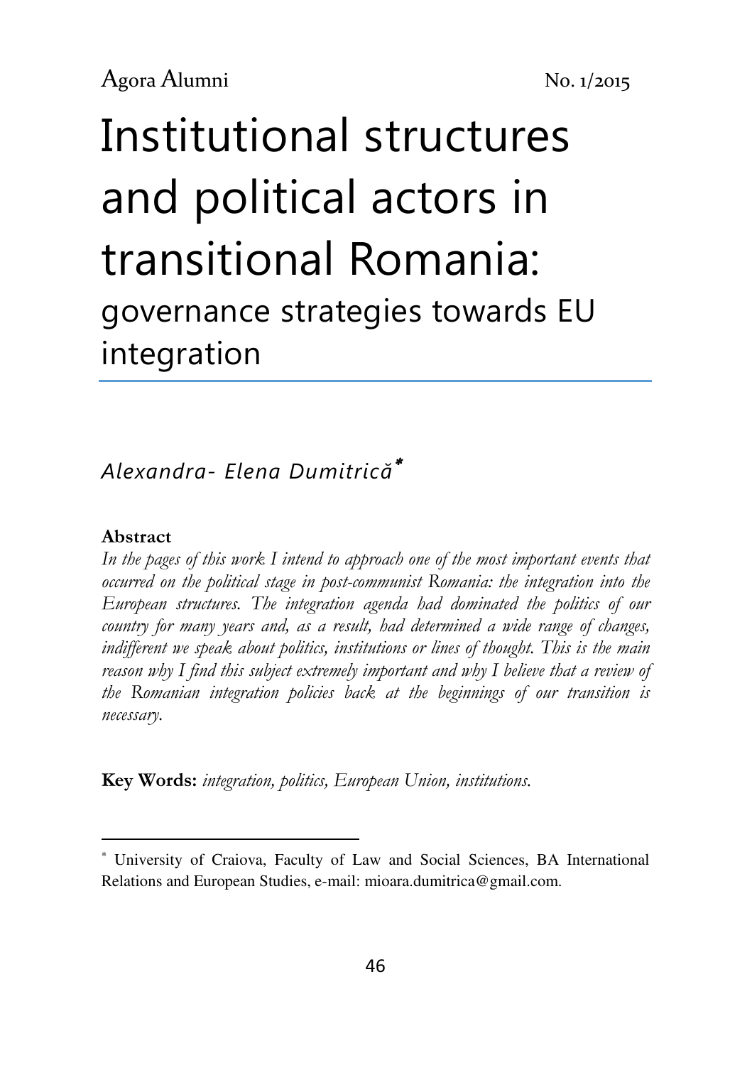# Institutional structures and political actors in transitional Romania:

## governance strategies towards EU integration

*Alexandra- Elena Dumitrică*[*]

**Abstract**

*In the pages of this work I intend to approach one of the most important events that occurred on the political stage in post-communist Romania: the integration into the European structures. The integration agenda had dominated the politics of our country for many years and, as a result, had determined a wide range of changes, indifferent we speak about politics, institutions or lines of thought. This is the main reason why I find this subject extremely important and why I believe that a review of the Romanian integration policies back at the beginnings of our transition is necessary.*

**Key Words:** *integration, politics, European Union, institutions.*

---

[*] University of Craiova, Faculty of Law and Social Sciences, BA International Relations and European Studies, e-mail: mioara.dumitrica@gmail.com.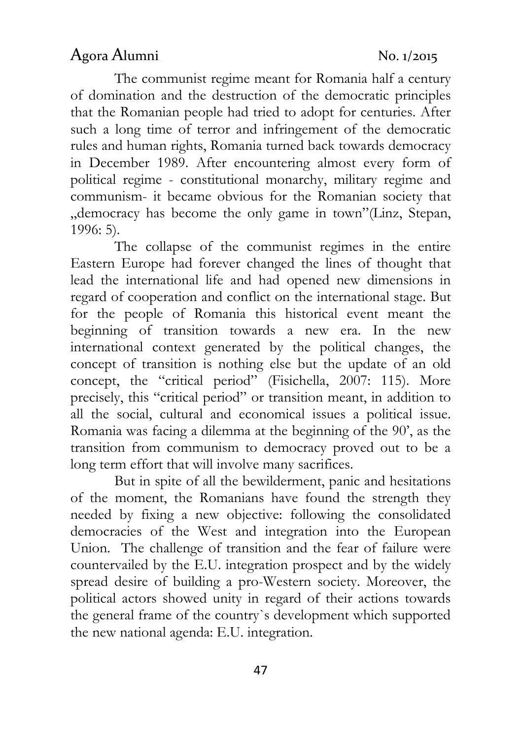The communist regime meant for Romania half a century of domination and the destruction of the democratic principles that the Romanian people had tried to adopt for centuries. After such a long time of terror and infringement of the democratic rules and human rights, Romania turned back towards democracy in December 1989. After encountering almost every form of political regime - constitutional monarchy, military regime and communism- it became obvious for the Romanian society that „democracy has become the only game in town"(Linz, Stepan, 1996: 5).

The collapse of the communist regimes in the entire Eastern Europe had forever changed the lines of thought that lead the international life and had opened new dimensions in regard of cooperation and conflict on the international stage. But for the people of Romania this historical event meant the beginning of transition towards a new era. In the new international context generated by the political changes, the concept of transition is nothing else but the update of an old concept, the "critical period" (Fisichella, 2007: 115). More precisely, this "critical period" or transition meant, in addition to all the social, cultural and economical issues a political issue. Romania was facing a dilemma at the beginning of the 90', as the transition from communism to democracy proved out to be a long term effort that will involve many sacrifices.

But in spite of all the bewilderment, panic and hesitations of the moment, the Romanians have found the strength they needed by fixing a new objective: following the consolidated democracies of the West and integration into the European Union. The challenge of transition and the fear of failure were countervailed by the E.U. integration prospect and by the widely spread desire of building a pro-Western society. Moreover, the political actors showed unity in regard of their actions towards the general frame of the country`s development which supported the new national agenda: E.U. integration.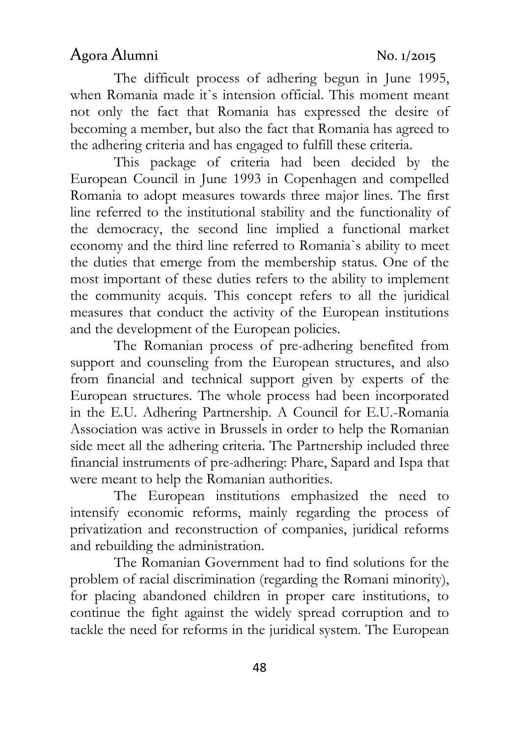The difficult process of adhering begun in June 1995, when Romania made it`s intension official. This moment meant not only the fact that Romania has expressed the desire of becoming a member, but also the fact that Romania has agreed to the adhering criteria and has engaged to fulfill these criteria.

This package of criteria had been decided by the European Council in June 1993 in Copenhagen and compelled Romania to adopt measures towards three major lines. The first line referred to the institutional stability and the functionality of the democracy, the second line implied a functional market economy and the third line referred to Romania`s ability to meet the duties that emerge from the membership status. One of the most important of these duties refers to the ability to implement the community acquis. This concept refers to all the juridical measures that conduct the activity of the European institutions and the development of the European policies.

The Romanian process of pre-adhering benefited from support and counseling from the European structures, and also from financial and technical support given by experts of the European structures. The whole process had been incorporated in the E.U. Adhering Partnership. A Council for E.U.-Romania Association was active in Brussels in order to help the Romanian side meet all the adhering criteria. The Partnership included three financial instruments of pre-adhering: Phare, Sapard and Ispa that were meant to help the Romanian authorities.

The European institutions emphasized the need to intensify economic reforms, mainly regarding the process of privatization and reconstruction of companies, juridical reforms and rebuilding the administration.

The Romanian Government had to find solutions for the problem of racial discrimination (regarding the Romani minority), for placing abandoned children in proper care institutions, to continue the fight against the widely spread corruption and to tackle the need for reforms in the juridical system. The European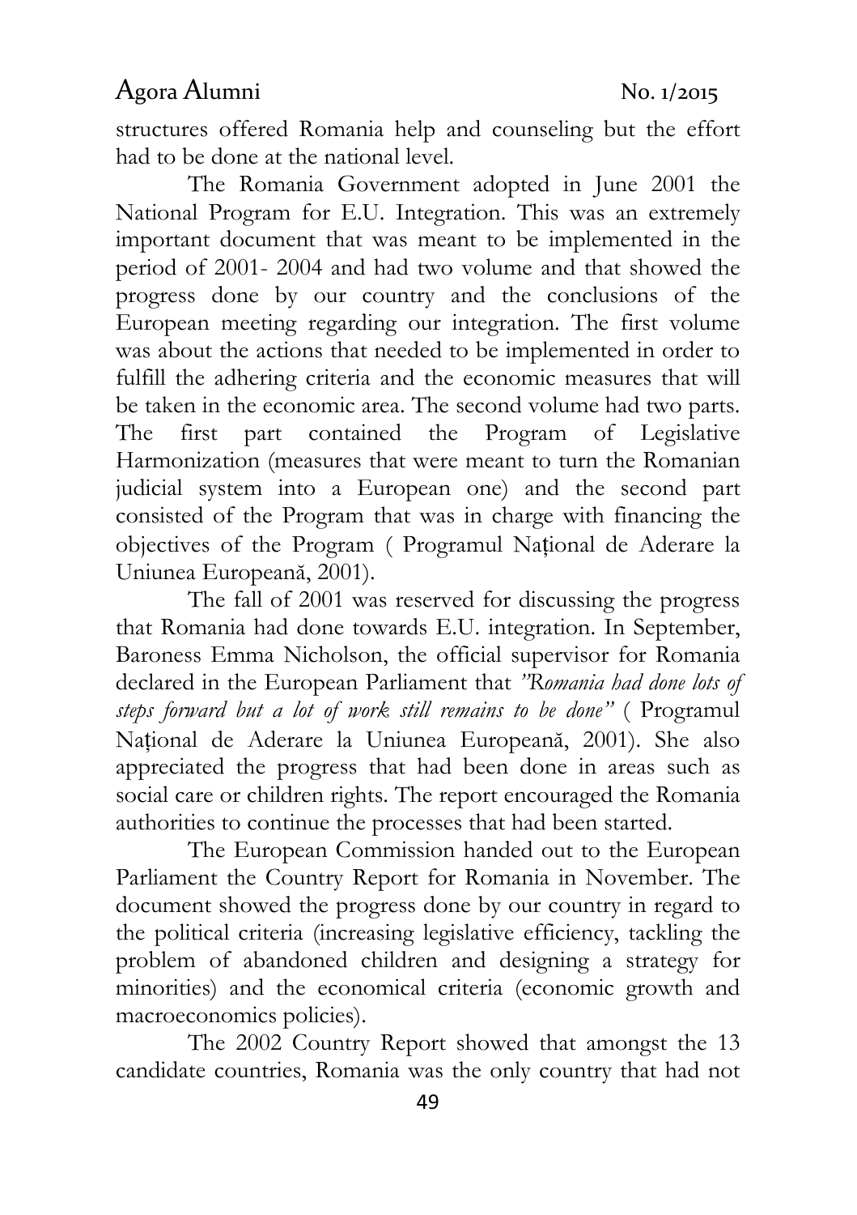structures offered Romania help and counseling but the effort had to be done at the national level.

The Romania Government adopted in June 2001 the National Program for E.U. Integration. This was an extremely important document that was meant to be implemented in the period of 2001- 2004 and had two volume and that showed the progress done by our country and the conclusions of the European meeting regarding our integration. The first volume was about the actions that needed to be implemented in order to fulfill the adhering criteria and the economic measures that will be taken in the economic area. The second volume had two parts. The first part contained the Program of Legislative Harmonization (measures that were meant to turn the Romanian judicial system into a European one) and the second part consisted of the Program that was in charge with financing the objectives of the Program ( Programul Național de Aderare la Uniunea Europeană, 2001).

The fall of 2001 was reserved for discussing the progress that Romania had done towards E.U. integration. In September, Baroness Emma Nicholson, the official supervisor for Romania declared in the European Parliament that *"Romania had done lots of steps forward but a lot of work still remains to be done"* ( Programul Național de Aderare la Uniunea Europeană, 2001). She also appreciated the progress that had been done in areas such as social care or children rights. The report encouraged the Romania authorities to continue the processes that had been started.

The European Commission handed out to the European Parliament the Country Report for Romania in November. The document showed the progress done by our country in regard to the political criteria (increasing legislative efficiency, tackling the problem of abandoned children and designing a strategy for minorities) and the economical criteria (economic growth and macroeconomics policies).

The 2002 Country Report showed that amongst the 13 candidate countries, Romania was the only country that had not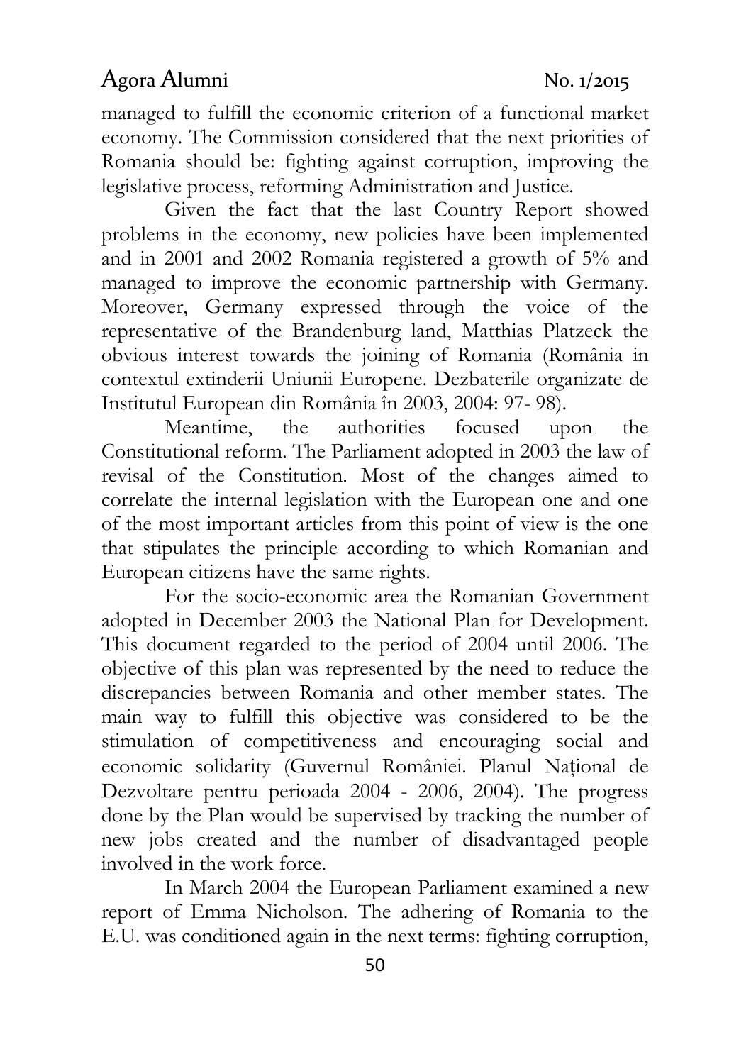managed to fulfill the economic criterion of a functional market economy. The Commission considered that the next priorities of Romania should be: fighting against corruption, improving the legislative process, reforming Administration and Justice.

Given the fact that the last Country Report showed problems in the economy, new policies have been implemented and in 2001 and 2002 Romania registered a growth of 5% and managed to improve the economic partnership with Germany. Moreover, Germany expressed through the voice of the representative of the Brandenburg land, Matthias Platzeck the obvious interest towards the joining of Romania (România in contextul extinderii Uniunii Europene. Dezbaterile organizate de Institutul European din România în 2003, 2004: 97- 98).

Meantime, the authorities focused upon the Constitutional reform. The Parliament adopted in 2003 the law of revisal of the Constitution. Most of the changes aimed to correlate the internal legislation with the European one and one of the most important articles from this point of view is the one that stipulates the principle according to which Romanian and European citizens have the same rights.

For the socio-economic area the Romanian Government adopted in December 2003 the National Plan for Development. This document regarded to the period of 2004 until 2006. The objective of this plan was represented by the need to reduce the discrepancies between Romania and other member states. The main way to fulfill this objective was considered to be the stimulation of competitiveness and encouraging social and economic solidarity (Guvernul României. Planul Național de Dezvoltare pentru perioada 2004 - 2006, 2004). The progress done by the Plan would be supervised by tracking the number of new jobs created and the number of disadvantaged people involved in the work force.

In March 2004 the European Parliament examined a new report of Emma Nicholson. The adhering of Romania to the E.U. was conditioned again in the next terms: fighting corruption,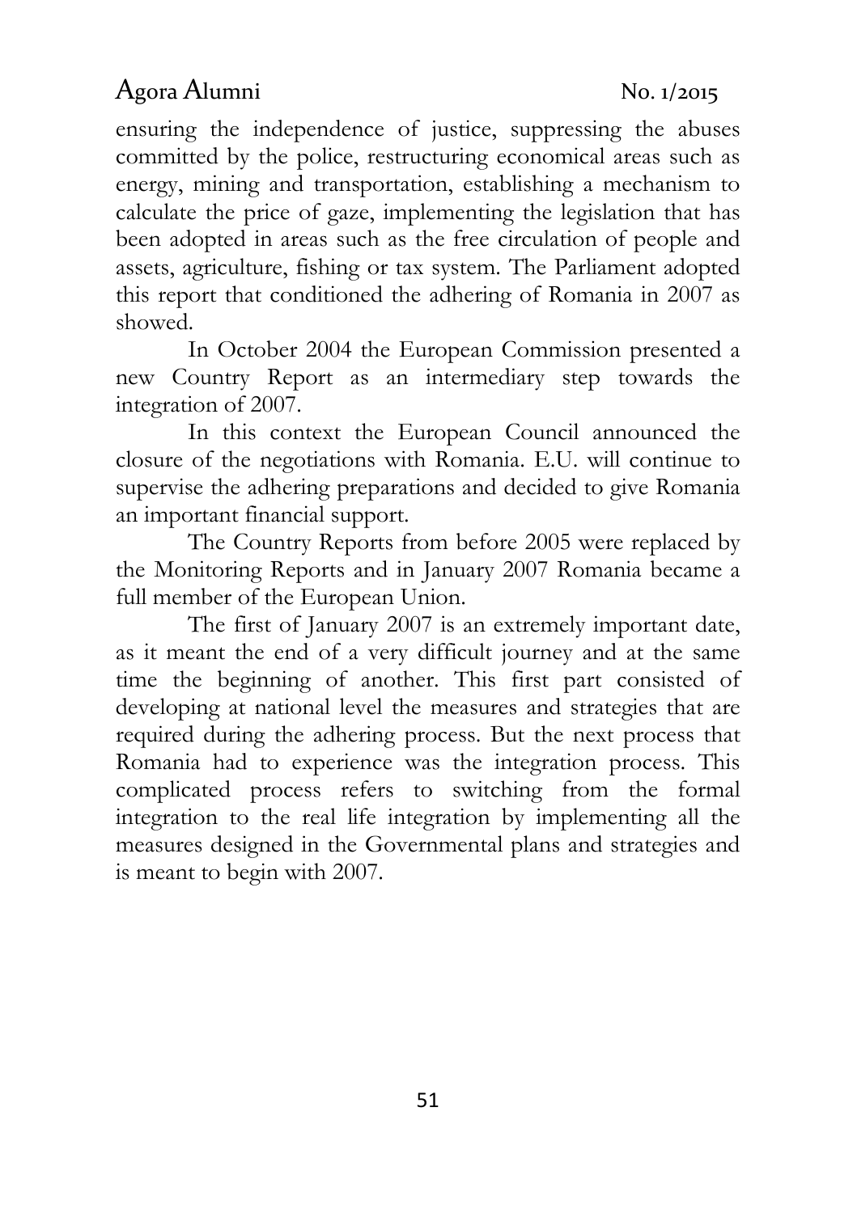ensuring the independence of justice, suppressing the abuses committed by the police, restructuring economical areas such as energy, mining and transportation, establishing a mechanism to calculate the price of gaze, implementing the legislation that has been adopted in areas such as the free circulation of people and assets, agriculture, fishing or tax system. The Parliament adopted this report that conditioned the adhering of Romania in 2007 as showed.

In October 2004 the European Commission presented a new Country Report as an intermediary step towards the integration of 2007.

In this context the European Council announced the closure of the negotiations with Romania. E.U. will continue to supervise the adhering preparations and decided to give Romania an important financial support.

The Country Reports from before 2005 were replaced by the Monitoring Reports and in January 2007 Romania became a full member of the European Union.

The first of January 2007 is an extremely important date, as it meant the end of a very difficult journey and at the same time the beginning of another. This first part consisted of developing at national level the measures and strategies that are required during the adhering process. But the next process that Romania had to experience was the integration process. This complicated process refers to switching from the formal integration to the real life integration by implementing all the measures designed in the Governmental plans and strategies and is meant to begin with 2007.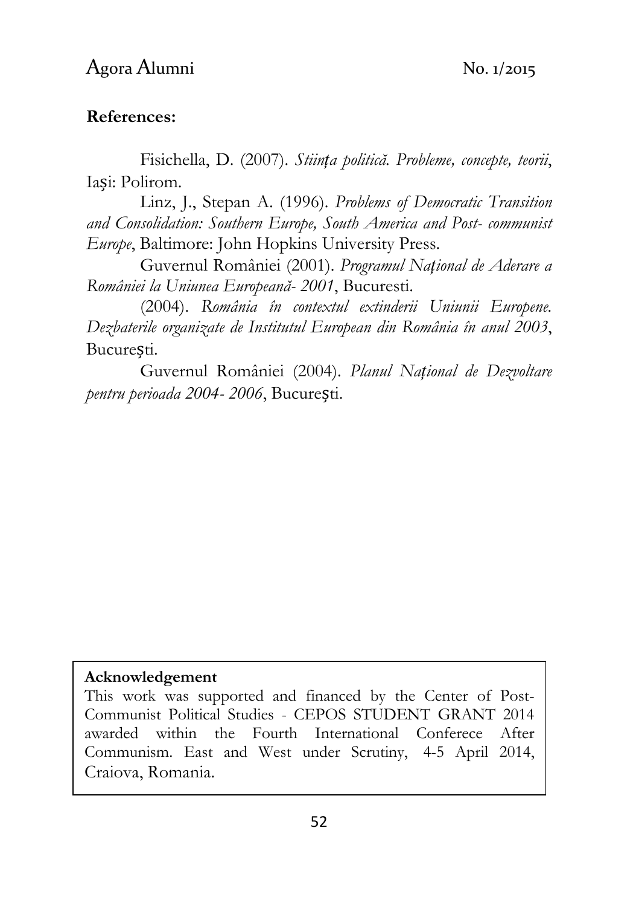**References:**

Fisichella, D. (2007). *Stiința politică. Probleme, concepte, teorii*, Iași: Polirom.

Linz, J., Stepan A. (1996). *Problems of Democratic Transition and Consolidation: Southern Europe, South America and Post- communist Europe*, Baltimore: John Hopkins University Press.

Guvernul României (2001). *Programul Național de Aderare a României la Uniunea Europeană- 2001*, Bucuresti.

(2004). *România în contextul extinderii Uniunii Europene. Dezbaterile organizate de Institutul European din România în anul 2003*, București.

Guvernul României (2004). *Planul Național de Dezvoltare pentru perioada 2004- 2006*, București.

**Acknowledgement**

This work was supported and financed by the Center of Post-Communist Political Studies - CEPOS STUDENT GRANT 2014 awarded within the Fourth International Conferece After Communism. East and West under Scrutiny, 4-5 April 2014, Craiova, Romania.